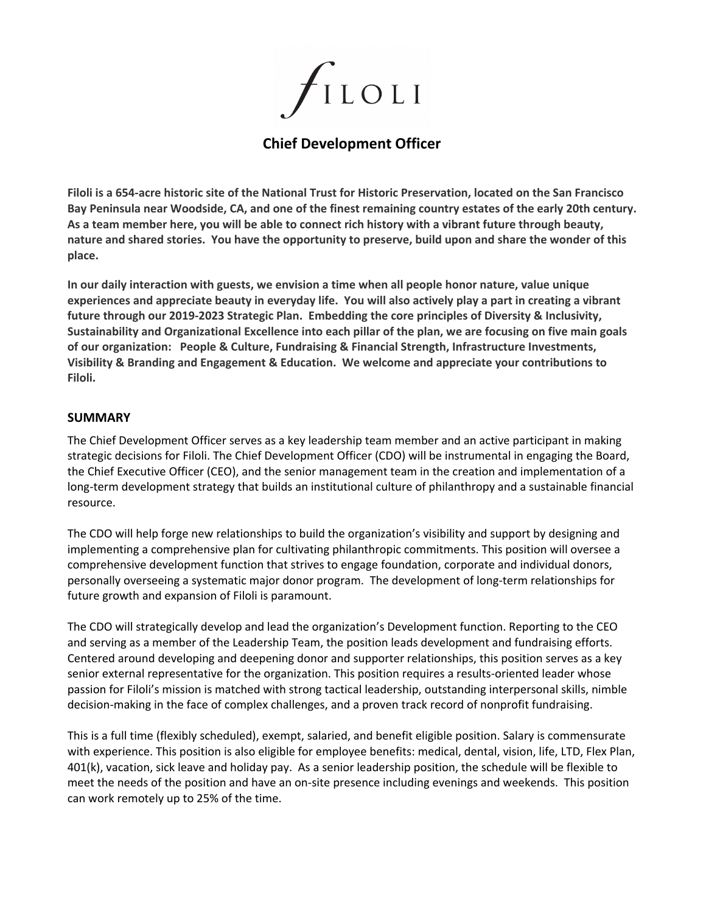# FILOLI

## Chief Development Officer

**Filoli is a 654-acre historic site of the National Trust for Historic Preservation, located on the San Francisco Bay Peninsula near Woodside, CA, and one of the finest remaining country estates of the early 20th century. As a team member here, you will be able to connect rich history with a vibrant future through beauty, nature and shared stories. You have the opportunity to preserve, build upon and share the wonder of this place.**

**In our daily interaction with guests, we envision a time when all people honor nature, value unique experiences and appreciate beauty in everyday life. You will also actively play a part in creating a vibrant future through our 2019-2023 Strategic Plan. Embedding the core principles of Diversity & Inclusivity, Sustainability and Organizational Excellence into each pillar of the plan, we are focusing on five main goals of our organization: People & Culture, Fundraising & Financial Strength, Infrastructure Investments, Visibility & Branding and Engagement & Education. We welcome and appreciate your contributions to Filoli.**

### SUMMARY

The Chief Development Officer serves as a key leadership team member and an active participant in making strategic decisions for Filoli. The Chief Development Officer (CDO) will be instrumental in engaging the Board, the Chief Executive Officer (CEO), and the senior management team in the creation and implementation of a long-term development strategy that builds an institutional culture of philanthropy and a sustainable financial resource.

The CDO will help forge new relationships to build the organization's visibility and support by designing and implementing a comprehensive plan for cultivating philanthropic commitments. This position will oversee a comprehensive development function that strives to engage foundation, corporate and individual donors, personally overseeing a systematic major donor program. The development of long-term relationships for future growth and expansion of Filoli is paramount.

The CDO will strategically develop and lead the organization's Development function. Reporting to the CEO and serving as a member of the Leadership Team, the position leads development and fundraising efforts. Centered around developing and deepening donor and supporter relationships, this position serves as a key senior external representative for the organization. This position requires a results-oriented leader whose passion for Filoli's mission is matched with strong tactical leadership, outstanding interpersonal skills, nimble decision-making in the face of complex challenges, and a proven track record of nonprofit fundraising.

This is a full time (flexibly scheduled), exempt, salaried, and benefit eligible position. Salary is commensurate with experience. This position is also eligible for employee benefits: medical, dental, vision, life, LTD, Flex Plan, 401(k), vacation, sick leave and holiday pay. As a senior leadership position, the schedule will be flexible to meet the needs of the position and have an on-site presence including evenings and weekends. This position can work remotely up to 25% of the time.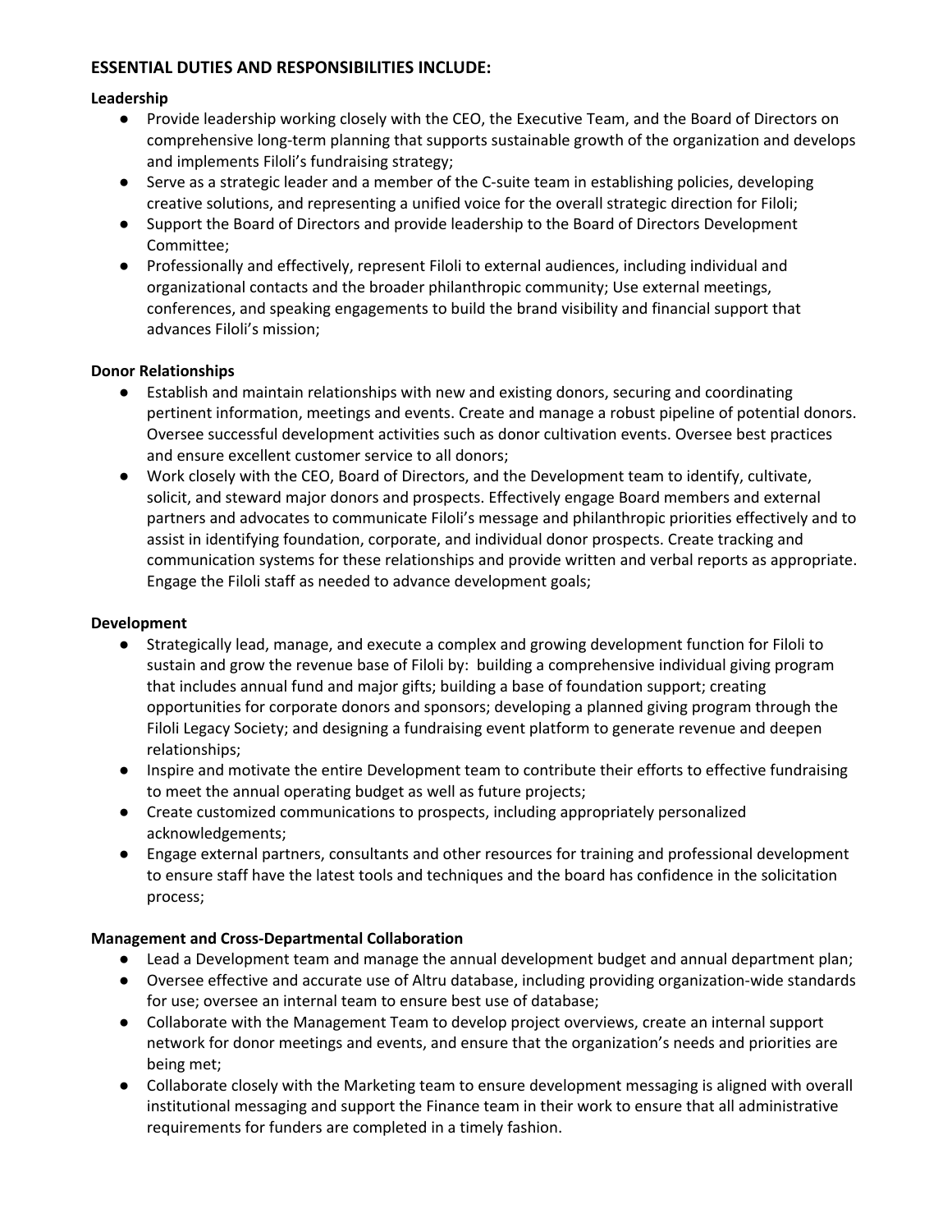## ESSENTIAL DUTIES AND RESPONSIBILITIES INCLUDE:

**Leadership**

- Provide leadership working closely with the CEO, the Executive Team, and the Board of Directors on comprehensive long-term planning that supports sustainable growth of the organization and develops and implements Filoli's fundraising strategy;
- Serve as a strategic leader and a member of the C-suite team in establishing policies, developing creative solutions, and representing a unified voice for the overall strategic direction for Filoli;
- Support the Board of Directors and provide leadership to the Board of Directors Development Committee;
- Professionally and effectively, represent Filoli to external audiences, including individual and organizational contacts and the broader philanthropic community; Use external meetings, conferences, and speaking engagements to build the brand visibility and financial support that advances Filoli's mission;

**Donor Relationships**

- Establish and maintain relationships with new and existing donors, securing and coordinating pertinent information, meetings and events. Create and manage a robust pipeline of potential donors. Oversee successful development activities such as donor cultivation events. Oversee best practices and ensure excellent customer service to all donors;
- Work closely with the CEO, Board of Directors, and the Development team to identify, cultivate, solicit, and steward major donors and prospects. Effectively engage Board members and external partners and advocates to communicate Filoli's message and philanthropic priorities effectively and to assist in identifying foundation, corporate, and individual donor prospects. Create tracking and communication systems for these relationships and provide written and verbal reports as appropriate. Engage the Filoli staff as needed to advance development goals;

**Development**

- Strategically lead, manage, and execute a complex and growing development function for Filoli to sustain and grow the revenue base of Filoli by: building a comprehensive individual giving program that includes annual fund and major gifts; building a base of foundation support; creating opportunities for corporate donors and sponsors; developing a planned giving program through the Filoli Legacy Society; and designing a fundraising event platform to generate revenue and deepen relationships;
- Inspire and motivate the entire Development team to contribute their efforts to effective fundraising to meet the annual operating budget as well as future projects;
- Create customized communications to prospects, including appropriately personalized acknowledgements;
- Engage external partners, consultants and other resources for training and professional development to ensure staff have the latest tools and techniques and the board has confidence in the solicitation process;

**Management and Cross-Departmental Collaboration**

- Lead a Development team and manage the annual development budget and annual department plan;
- Oversee effective and accurate use of Altru database, including providing organization-wide standards for use; oversee an internal team to ensure best use of database;
- Collaborate with the Management Team to develop project overviews, create an internal support network for donor meetings and events, and ensure that the organization's needs and priorities are being met;
- Collaborate closely with the Marketing team to ensure development messaging is aligned with overall institutional messaging and support the Finance team in their work to ensure that all administrative requirements for funders are completed in a timely fashion.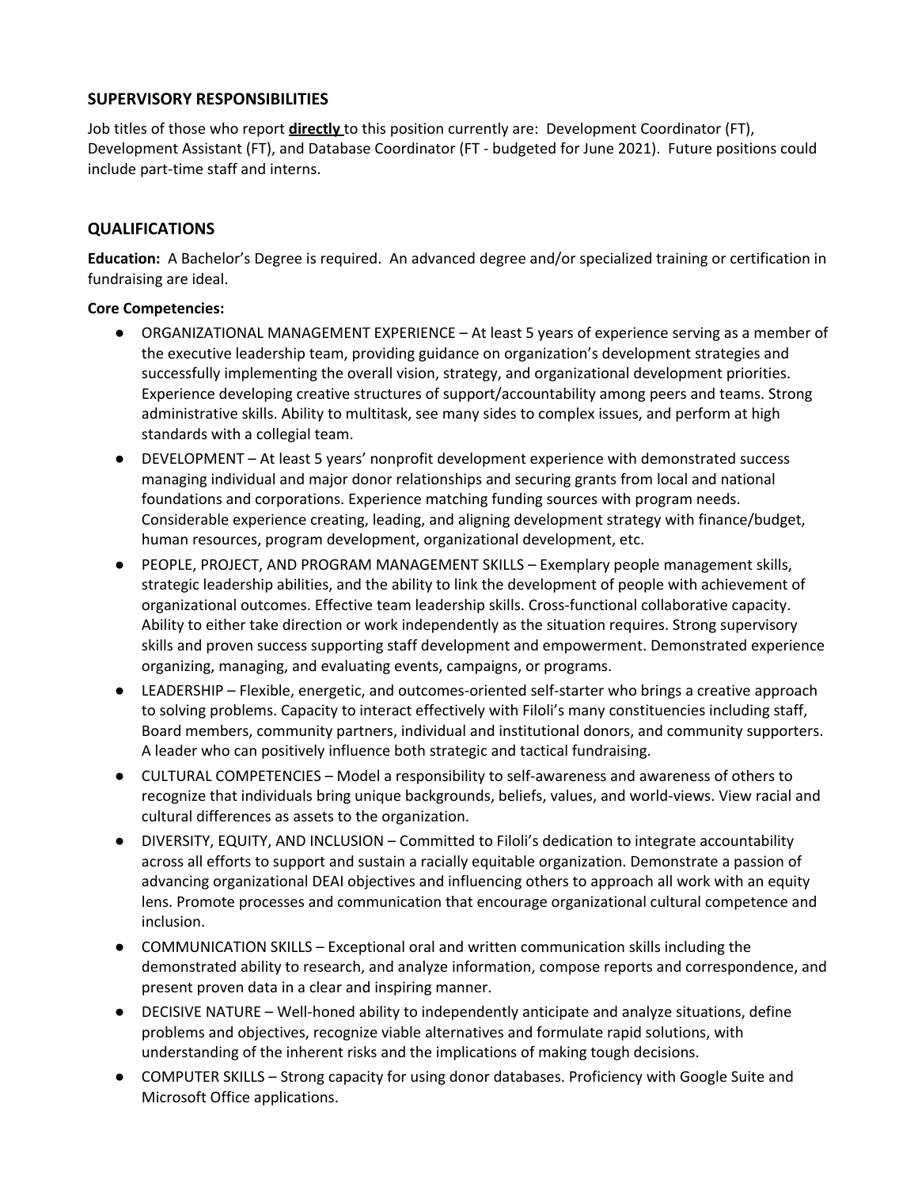## SUPERVISORY RESPONSIBILITIES

Job titles of those who report **directly** to this position currently are: Development Coordinator (FT), Development Assistant (FT), and Database Coordinator (FT - budgeted for June 2021). Future positions could include part-time staff and interns.

## QUALIFICATIONS

**Education:** A Bachelor's Degree is required. An advanced degree and/or specialized training or certification in fundraising are ideal.

**Core Competencies:**

- ORGANIZATIONAL MANAGEMENT EXPERIENCE – At least 5 years of experience serving as a member of the executive leadership team, providing guidance on organization's development strategies and successfully implementing the overall vision, strategy, and organizational development priorities. Experience developing creative structures of support/accountability among peers and teams. Strong administrative skills. Ability to multitask, see many sides to complex issues, and perform at high standards with a collegial team.
- DEVELOPMENT – At least 5 years' nonprofit development experience with demonstrated success managing individual and major donor relationships and securing grants from local and national foundations and corporations. Experience matching funding sources with program needs. Considerable experience creating, leading, and aligning development strategy with finance/budget, human resources, program development, organizational development, etc.
- PEOPLE, PROJECT, AND PROGRAM MANAGEMENT SKILLS – Exemplary people management skills, strategic leadership abilities, and the ability to link the development of people with achievement of organizational outcomes. Effective team leadership skills. Cross-functional collaborative capacity. Ability to either take direction or work independently as the situation requires. Strong supervisory skills and proven success supporting staff development and empowerment. Demonstrated experience organizing, managing, and evaluating events, campaigns, or programs.
- LEADERSHIP – Flexible, energetic, and outcomes-oriented self-starter who brings a creative approach to solving problems. Capacity to interact effectively with Filoli's many constituencies including staff, Board members, community partners, individual and institutional donors, and community supporters. A leader who can positively influence both strategic and tactical fundraising.
- CULTURAL COMPETENCIES – Model a responsibility to self-awareness and awareness of others to recognize that individuals bring unique backgrounds, beliefs, values, and world-views. View racial and cultural differences as assets to the organization.
- DIVERSITY, EQUITY, AND INCLUSION – Committed to Filoli's dedication to integrate accountability across all efforts to support and sustain a racially equitable organization. Demonstrate a passion of advancing organizational DEAI objectives and influencing others to approach all work with an equity lens. Promote processes and communication that encourage organizational cultural competence and inclusion.
- COMMUNICATION SKILLS – Exceptional oral and written communication skills including the demonstrated ability to research, and analyze information, compose reports and correspondence, and present proven data in a clear and inspiring manner.
- DECISIVE NATURE – Well-honed ability to independently anticipate and analyze situations, define problems and objectives, recognize viable alternatives and formulate rapid solutions, with understanding of the inherent risks and the implications of making tough decisions.
- COMPUTER SKILLS – Strong capacity for using donor databases. Proficiency with Google Suite and Microsoft Office applications.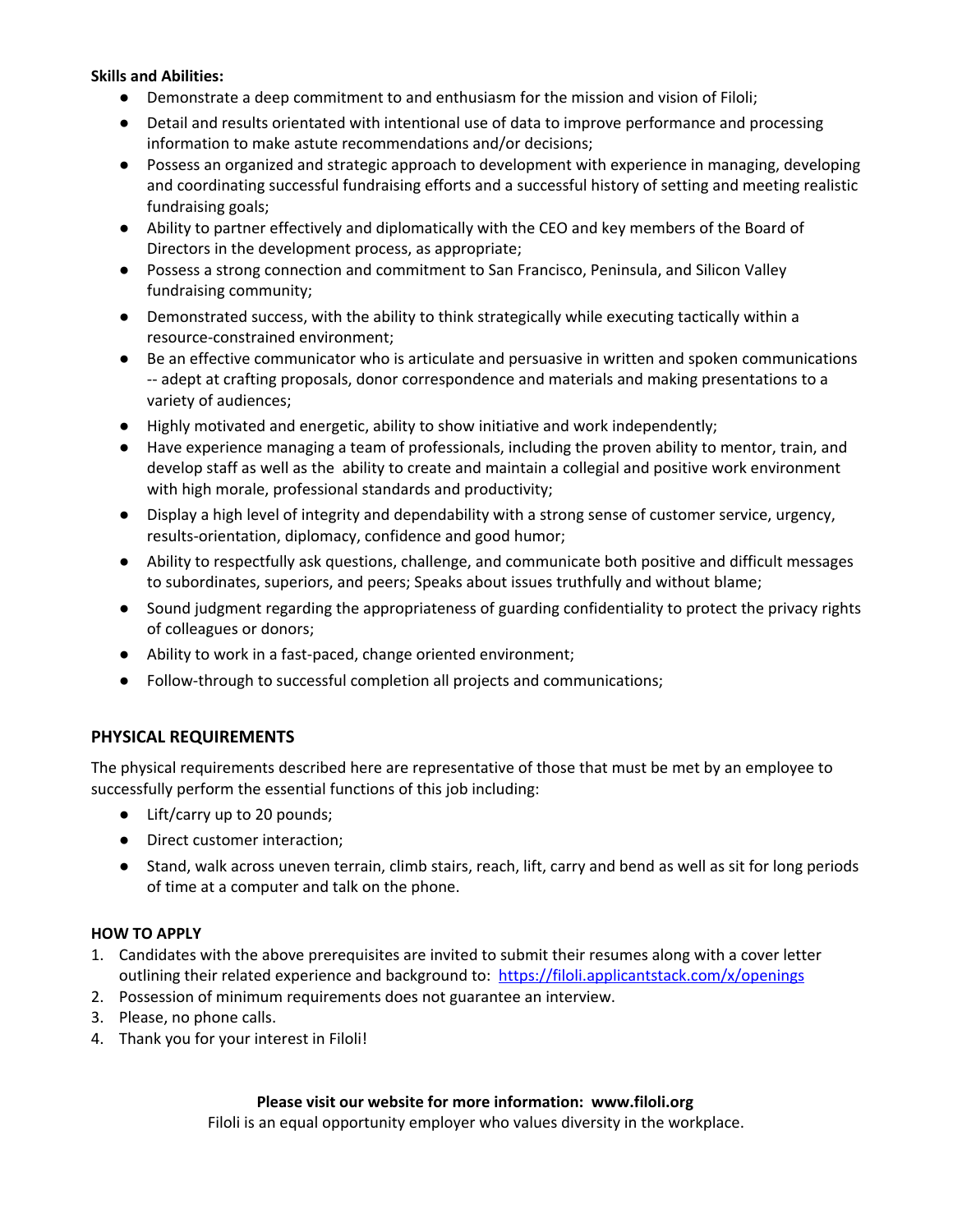**Skills and Abilities:**

- Demonstrate a deep commitment to and enthusiasm for the mission and vision of Filoli;
- Detail and results orientated with intentional use of data to improve performance and processing information to make astute recommendations and/or decisions;
- Possess an organized and strategic approach to development with experience in managing, developing and coordinating successful fundraising efforts and a successful history of setting and meeting realistic fundraising goals;
- Ability to partner effectively and diplomatically with the CEO and key members of the Board of Directors in the development process, as appropriate;
- Possess a strong connection and commitment to San Francisco, Peninsula, and Silicon Valley fundraising community;
- Demonstrated success, with the ability to think strategically while executing tactically within a resource-constrained environment;
- Be an effective communicator who is articulate and persuasive in written and spoken communications -- adept at crafting proposals, donor correspondence and materials and making presentations to a variety of audiences;
- Highly motivated and energetic, ability to show initiative and work independently;
- Have experience managing a team of professionals, including the proven ability to mentor, train, and develop staff as well as the ability to create and maintain a collegial and positive work environment with high morale, professional standards and productivity;
- Display a high level of integrity and dependability with a strong sense of customer service, urgency, results-orientation, diplomacy, confidence and good humor;
- Ability to respectfully ask questions, challenge, and communicate both positive and difficult messages to subordinates, superiors, and peers; Speaks about issues truthfully and without blame;
- Sound judgment regarding the appropriateness of guarding confidentiality to protect the privacy rights of colleagues or donors;
- Ability to work in a fast-paced, change oriented environment;
- Follow-through to successful completion all projects and communications;

## PHYSICAL REQUIREMENTS

The physical requirements described here are representative of those that must be met by an employee to successfully perform the essential functions of this job including:

- Lift/carry up to 20 pounds;
- Direct customer interaction;
- Stand, walk across uneven terrain, climb stairs, reach, lift, carry and bend as well as sit for long periods of time at a computer and talk on the phone.

**HOW TO APPLY**

1. Candidates with the above prerequisites are invited to submit their resumes along with a cover letter outlining their related experience and background to: https://filoli.applicantstack.com/x/openings
2. Possession of minimum requirements does not guarantee an interview.
3. Please, no phone calls.
4. Thank you for your interest in Filoli!

**Please visit our website for more information: www.filoli.org**

Filoli is an equal opportunity employer who values diversity in the workplace.